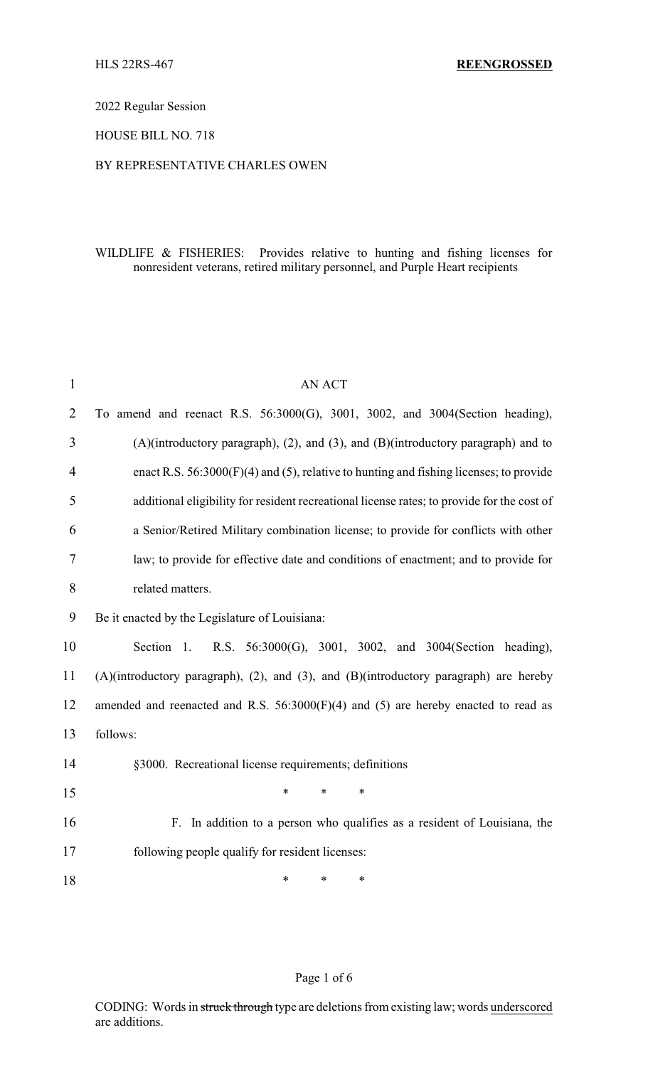HLS 22RS-467 **REENGROSSED**

2022 Regular Session

HOUSE BILL NO. 718

BY REPRESENTATIVE CHARLES OWEN

WILDLIFE & FISHERIES: Provides relative to hunting and fishing licenses for nonresident veterans, retired military personnel, and Purple Heart recipients

AN ACT

To amend and reenact R.S. 56:3000(G), 3001, 3002, and 3004(Section heading), (A)(introductory paragraph), (2), and (3), and (B)(introductory paragraph) and to enact R.S. 56:3000(F)(4) and (5), relative to hunting and fishing licenses; to provide additional eligibility for resident recreational license rates; to provide for the cost of a Senior/Retired Military combination license; to provide for conflicts with other law; to provide for effective date and conditions of enactment; and to provide for related matters.

Be it enacted by the Legislature of Louisiana:

Section 1. R.S. 56:3000(G), 3001, 3002, and 3004(Section heading), (A)(introductory paragraph), (2), and (3), and (B)(introductory paragraph) are hereby amended and reenacted and R.S. 56:3000(F)(4) and (5) are hereby enacted to read as follows:

§3000. Recreational license requirements; definitions

\* \* \*

F. In addition to a person who qualifies as a resident of Louisiana, the following people qualify for resident licenses:

\* \* \*

CODING: Words in ~~struck through~~ type are deletions from existing law; words underscored are additions.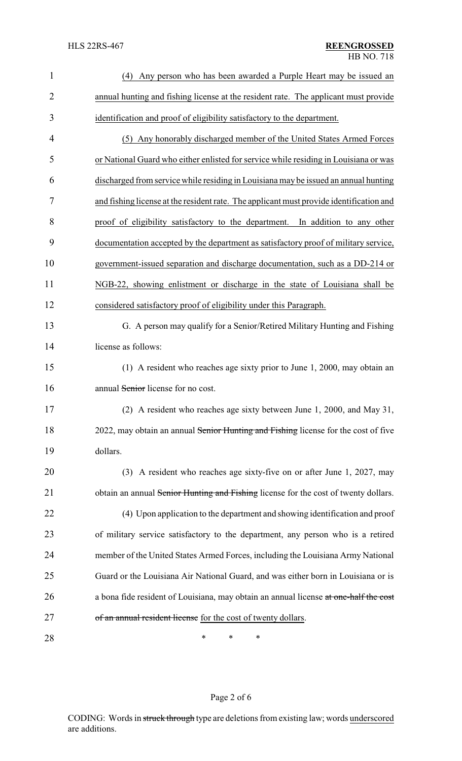(4) Any person who has been awarded a Purple Heart may be issued an annual hunting and fishing license at the resident rate. The applicant must provide identification and proof of eligibility satisfactory to the department.

(5) Any honorably discharged member of the United States Armed Forces or National Guard who either enlisted for service while residing in Louisiana or was discharged from service while residing in Louisiana may be issued an annual hunting and fishing license at the resident rate. The applicant must provide identification and proof of eligibility satisfactory to the department. In addition to any other documentation accepted by the department as satisfactory proof of military service, government-issued separation and discharge documentation, such as a DD-214 or NGB-22, showing enlistment or discharge in the state of Louisiana shall be considered satisfactory proof of eligibility under this Paragraph.

G. A person may qualify for a Senior/Retired Military Hunting and Fishing license as follows:

(1) A resident who reaches age sixty prior to June 1, 2000, may obtain an annual ~~Senior~~ license for no cost.

(2) A resident who reaches age sixty between June 1, 2000, and May 31, 2022, may obtain an annual ~~Senior Hunting and Fishing~~ license for the cost of five dollars.

(3) A resident who reaches age sixty-five on or after June 1, 2027, may obtain an annual ~~Senior Hunting and Fishing~~ license for the cost of twenty dollars.

(4) Upon application to the department and showing identification and proof of military service satisfactory to the department, any person who is a retired member of the United States Armed Forces, including the Louisiana Army National Guard or the Louisiana Air National Guard, and was either born in Louisiana or is a bona fide resident of Louisiana, may obtain an annual license ~~at one-half the cost of an annual resident license~~ for the cost of twenty dollars.

\* \* \*

CODING: Words in ~~struck through~~ type are deletions from existing law; words underscored are additions.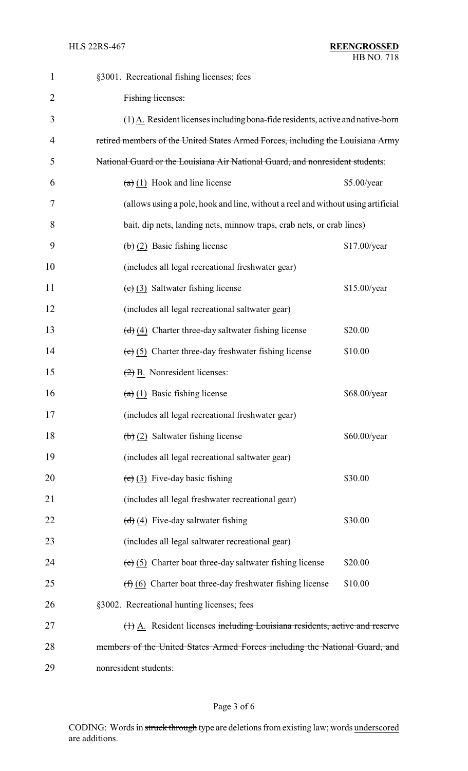§3001. Recreational fishing licenses; fees

~~Fishing licenses:~~

~~(1)~~ A. Resident licenses ~~including bona-fide residents, active and native-born retired members of the United States Armed Forces, including the Louisiana Army National Guard or the Louisiana Air National Guard, and nonresident students~~:

| | |
|---|---|
| ~~(a)~~ (1) Hook and line license | $5.00/year |
| (allows using a pole, hook and line, without a reel and without using artificial bait, dip nets, landing nets, minnow traps, crab nets, or crab lines) | |
| ~~(b)~~ (2) Basic fishing license | $17.00/year |
| (includes all legal recreational freshwater gear) | |
| ~~(c)~~ (3) Saltwater fishing license | $15.00/year |
| (includes all legal recreational saltwater gear) | |
| ~~(d)~~ (4) Charter three-day saltwater fishing license | $20.00 |
| ~~(e)~~ (5) Charter three-day freshwater fishing license | $10.00 |

~~(2)~~ B. Nonresident licenses:

| | |
|---|---|
| ~~(a)~~ (1) Basic fishing license | $68.00/year |
| (includes all legal recreational freshwater gear) | |
| ~~(b)~~ (2) Saltwater fishing license | $60.00/year |
| (includes all legal recreational saltwater gear) | |
| ~~(c)~~ (3) Five-day basic fishing | $30.00 |
| (includes all legal freshwater recreational gear) | |
| ~~(d)~~ (4) Five-day saltwater fishing | $30.00 |
| (includes all legal saltwater recreational gear) | |
| ~~(e)~~ (5) Charter boat three-day saltwater fishing license | $20.00 |
| ~~(f)~~ (6) Charter boat three-day freshwater fishing license | $10.00 |

§3002. Recreational hunting licenses; fees

~~(1)~~ A. Resident licenses ~~including Louisiana residents, active and reserve members of the United States Armed Forces including the National Guard, and nonresident students~~: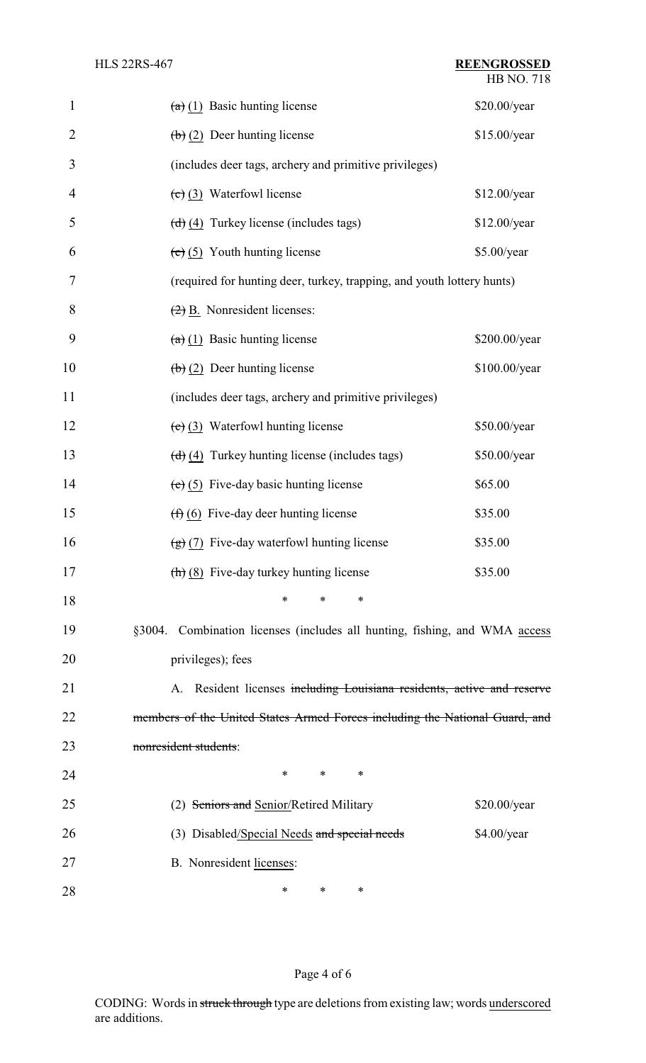~~(a)~~ <u>(1)</u> Basic hunting license $20.00/year

~~(b)~~ <u>(2)</u> Deer hunting license $15.00/year

(includes deer tags, archery and primitive privileges)

~~(c)~~ <u>(3)</u> Waterfowl license $12.00/year

~~(d)~~ <u>(4)</u> Turkey license (includes tags) $12.00/year

~~(e)~~ <u>(5)</u> Youth hunting license $5.00/year

(required for hunting deer, turkey, trapping, and youth lottery hunts)

~~(2)~~ <u>B.</u> Nonresident licenses:

~~(a)~~ <u>(1)</u> Basic hunting license $200.00/year

~~(b)~~ <u>(2)</u> Deer hunting license $100.00/year

(includes deer tags, archery and primitive privileges)

~~(c)~~ <u>(3)</u> Waterfowl hunting license $50.00/year

~~(d)~~ <u>(4)</u> Turkey hunting license (includes tags) $50.00/year

~~(e)~~ <u>(5)</u> Five-day basic hunting license $65.00

~~(f)~~ <u>(6)</u> Five-day deer hunting license $35.00

~~(g)~~ <u>(7)</u> Five-day waterfowl hunting license $35.00

~~(h)~~ <u>(8)</u> Five-day turkey hunting license $35.00

\* \* \*

§3004. Combination licenses (includes all hunting, fishing, and WMA <u>access</u> privileges); fees

A. Resident licenses ~~including Louisiana residents, active and reserve members of the United States Armed Forces including the National Guard, and nonresident students~~:

\* \* \*

(2) ~~Seniors and~~ <u>Senior</u>/Retired Military $20.00/year

(3) Disabled<u>/Special Needs</u> ~~and special needs~~ $4.00/year

B. Nonresident <u>licenses</u>:

\* \* \*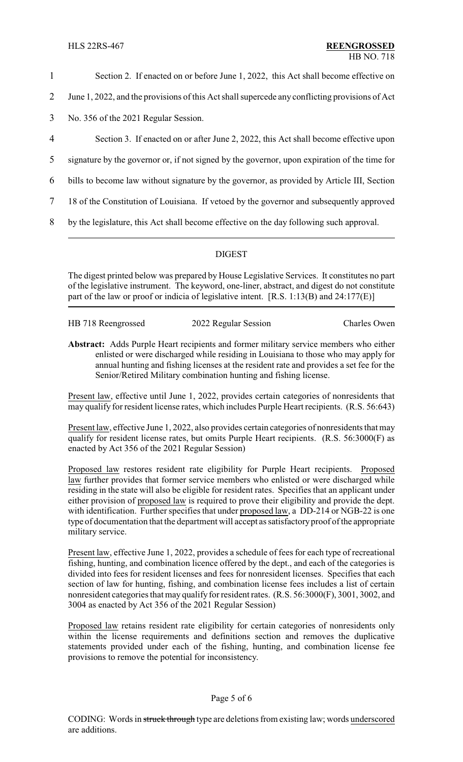Section 2. If enacted on or before June 1, 2022, this Act shall become effective on June 1, 2022, and the provisions of this Act shall supercede any conflicting provisions of Act No. 356 of the 2021 Regular Session.

Section 3. If enacted on or after June 2, 2022, this Act shall become effective upon signature by the governor or, if not signed by the governor, upon expiration of the time for bills to become law without signature by the governor, as provided by Article III, Section 18 of the Constitution of Louisiana. If vetoed by the governor and subsequently approved by the legislature, this Act shall become effective on the day following such approval.

---

## DIGEST

The digest printed below was prepared by House Legislative Services. It constitutes no part of the legislative instrument. The keyword, one-liner, abstract, and digest do not constitute part of the law or proof or indicia of legislative intent. [R.S. 1:13(B) and 24:177(E)]

HB 718 Reengrossed 2022 Regular Session Charles Owen

**Abstract:** Adds Purple Heart recipients and former military service members who either enlisted or were discharged while residing in Louisiana to those who may apply for annual hunting and fishing licenses at the resident rate and provides a set fee for the Senior/Retired Military combination hunting and fishing license.

Present law, effective until June 1, 2022, provides certain categories of nonresidents that may qualify for resident license rates, which includes Purple Heart recipients. (R.S. 56:643)

Present law, effective June 1, 2022, also provides certain categories of nonresidents that may qualify for resident license rates, but omits Purple Heart recipients. (R.S. 56:3000(F) as enacted by Act 356 of the 2021 Regular Session)

Proposed law restores resident rate eligibility for Purple Heart recipients. Proposed law further provides that former service members who enlisted or were discharged while residing in the state will also be eligible for resident rates. Specifies that an applicant under either provision of proposed law is required to prove their eligibility and provide the dept. with identification. Further specifies that under proposed law, a DD-214 or NGB-22 is one type of documentation that the department will accept as satisfactory proof of the appropriate military service.

Present law, effective June 1, 2022, provides a schedule of fees for each type of recreational fishing, hunting, and combination licence offered by the dept., and each of the categories is divided into fees for resident licenses and fees for nonresident licenses. Specifies that each section of law for hunting, fishing, and combination license fees includes a list of certain nonresident categories that may qualify for resident rates. (R.S. 56:3000(F), 3001, 3002, and 3004 as enacted by Act 356 of the 2021 Regular Session)

Proposed law retains resident rate eligibility for certain categories of nonresidents only within the license requirements and definitions section and removes the duplicative statements provided under each of the fishing, hunting, and combination license fee provisions to remove the potential for inconsistency.

CODING: Words in struck through type are deletions from existing law; words underscored are additions.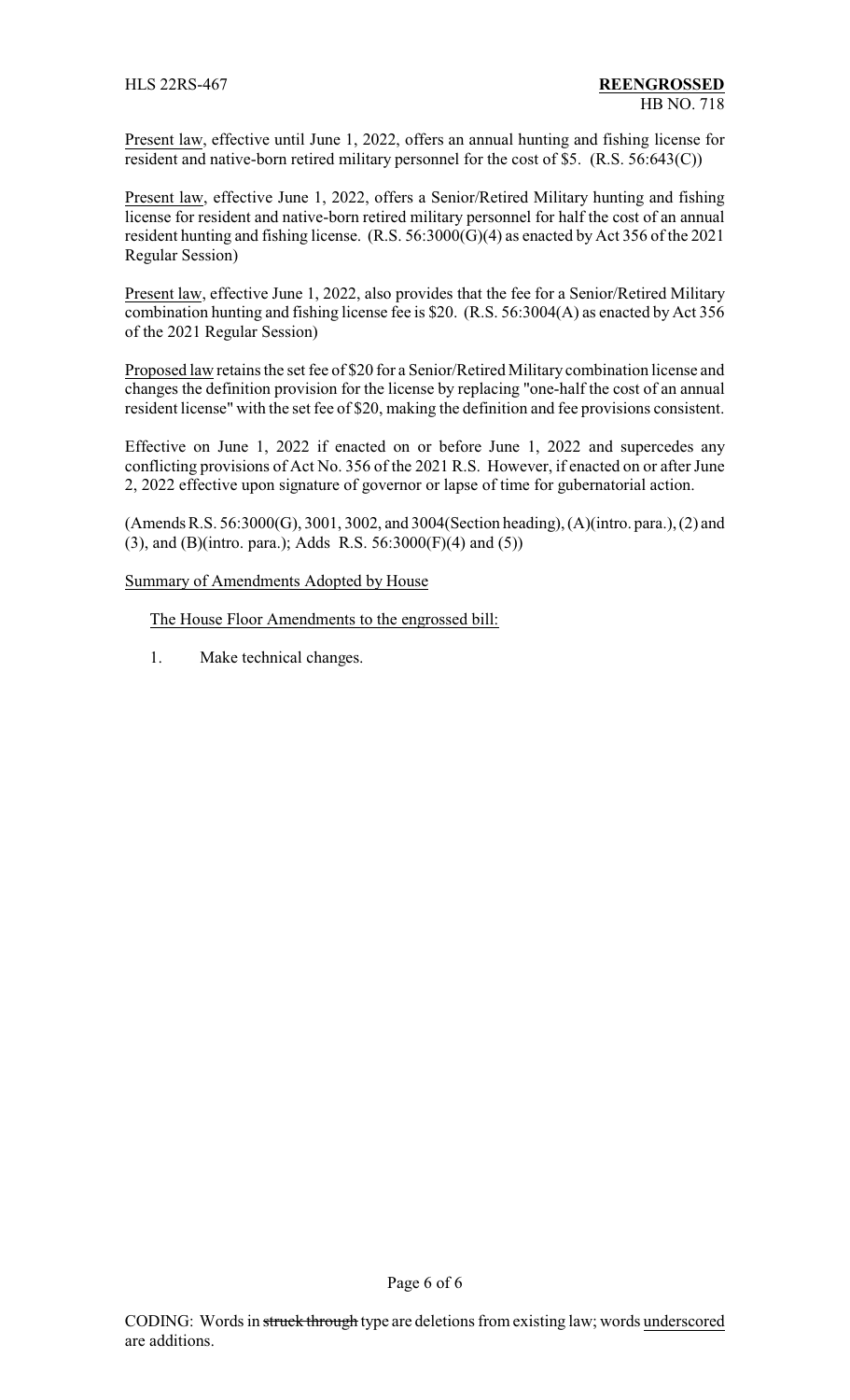Present law, effective until June 1, 2022, offers an annual hunting and fishing license for resident and native-born retired military personnel for the cost of $5. (R.S. 56:643(C))

Present law, effective June 1, 2022, offers a Senior/Retired Military hunting and fishing license for resident and native-born retired military personnel for half the cost of an annual resident hunting and fishing license. (R.S. 56:3000(G)(4) as enacted by Act 356 of the 2021 Regular Session)

Present law, effective June 1, 2022, also provides that the fee for a Senior/Retired Military combination hunting and fishing license fee is $20. (R.S. 56:3004(A) as enacted by Act 356 of the 2021 Regular Session)

Proposed law retains the set fee of $20 for a Senior/Retired Military combination license and changes the definition provision for the license by replacing "one-half the cost of an annual resident license" with the set fee of $20, making the definition and fee provisions consistent.

Effective on June 1, 2022 if enacted on or before June 1, 2022 and supercedes any conflicting provisions of Act No. 356 of the 2021 R.S. However, if enacted on or after June 2, 2022 effective upon signature of governor or lapse of time for gubernatorial action.

(Amends R.S. 56:3000(G), 3001, 3002, and 3004(Section heading), (A)(intro. para.), (2) and (3), and (B)(intro. para.); Adds R.S. 56:3000(F)(4) and (5))

Summary of Amendments Adopted by House

The House Floor Amendments to the engrossed bill:

1. Make technical changes.

CODING: Words in ~~struck through~~ type are deletions from existing law; words underscored are additions.